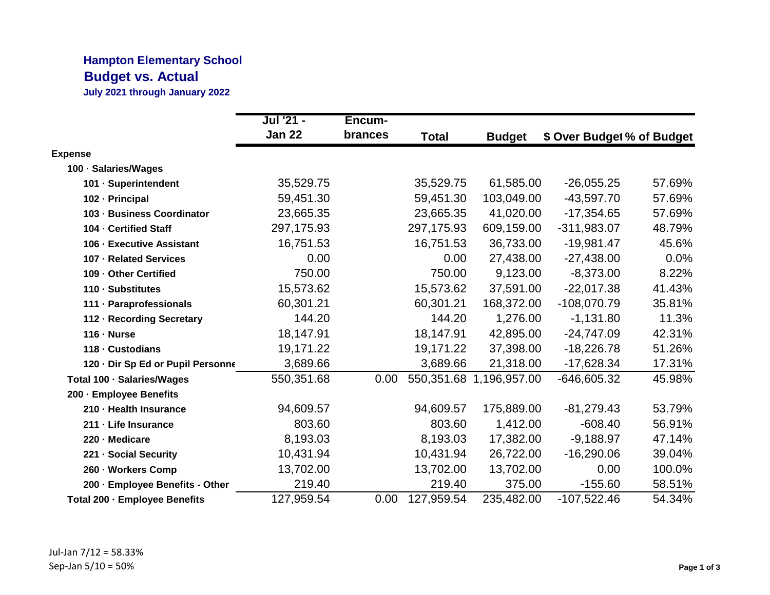## Hampton Elementary School
## Budget vs. Actual
**July 2021 through January 2022**

| | Jul '21 - Jan 22 | Encum-brances | Total | Budget | $ Over Budget | % of Budget |
|---|---|---|---|---|---|---|
| **Expense** | | | | | | |
| **100 · Salaries/Wages** | | | | | | |
| **101 · Superintendent** | 35,529.75 | | 35,529.75 | 61,585.00 | -26,055.25 | 57.69% |
| **102 · Principal** | 59,451.30 | | 59,451.30 | 103,049.00 | -43,597.70 | 57.69% |
| **103 · Business Coordinator** | 23,665.35 | | 23,665.35 | 41,020.00 | -17,354.65 | 57.69% |
| **104 · Certified Staff** | 297,175.93 | | 297,175.93 | 609,159.00 | -311,983.07 | 48.79% |
| **106 · Executive Assistant** | 16,751.53 | | 16,751.53 | 36,733.00 | -19,981.47 | 45.6% |
| **107 · Related Services** | 0.00 | | 0.00 | 27,438.00 | -27,438.00 | 0.0% |
| **109 · Other Certified** | 750.00 | | 750.00 | 9,123.00 | -8,373.00 | 8.22% |
| **110 · Substitutes** | 15,573.62 | | 15,573.62 | 37,591.00 | -22,017.38 | 41.43% |
| **111 · Paraprofessionals** | 60,301.21 | | 60,301.21 | 168,372.00 | -108,070.79 | 35.81% |
| **112 · Recording Secretary** | 144.20 | | 144.20 | 1,276.00 | -1,131.80 | 11.3% |
| **116 · Nurse** | 18,147.91 | | 18,147.91 | 42,895.00 | -24,747.09 | 42.31% |
| **118 · Custodians** | 19,171.22 | | 19,171.22 | 37,398.00 | -18,226.78 | 51.26% |
| **120 · Dir Sp Ed or Pupil Personne** | 3,689.66 | | 3,689.66 | 21,318.00 | -17,628.34 | 17.31% |
| **Total 100 · Salaries/Wages** | 550,351.68 | 0.00 | 550,351.68 | 1,196,957.00 | -646,605.32 | 45.98% |
| **200 · Employee Benefits** | | | | | | |
| **210 · Health Insurance** | 94,609.57 | | 94,609.57 | 175,889.00 | -81,279.43 | 53.79% |
| **211 · Life Insurance** | 803.60 | | 803.60 | 1,412.00 | -608.40 | 56.91% |
| **220 · Medicare** | 8,193.03 | | 8,193.03 | 17,382.00 | -9,188.97 | 47.14% |
| **221 · Social Security** | 10,431.94 | | 10,431.94 | 26,722.00 | -16,290.06 | 39.04% |
| **260 · Workers Comp** | 13,702.00 | | 13,702.00 | 13,702.00 | 0.00 | 100.0% |
| **200 · Employee Benefits - Other** | 219.40 | | 219.40 | 375.00 | -155.60 | 58.51% |
| **Total 200 · Employee Benefits** | 127,959.54 | 0.00 | 127,959.54 | 235,482.00 | -107,522.46 | 54.34% |

Jul-Jan 7/12 = 58.33%
Sep-Jan 5/10 = 50%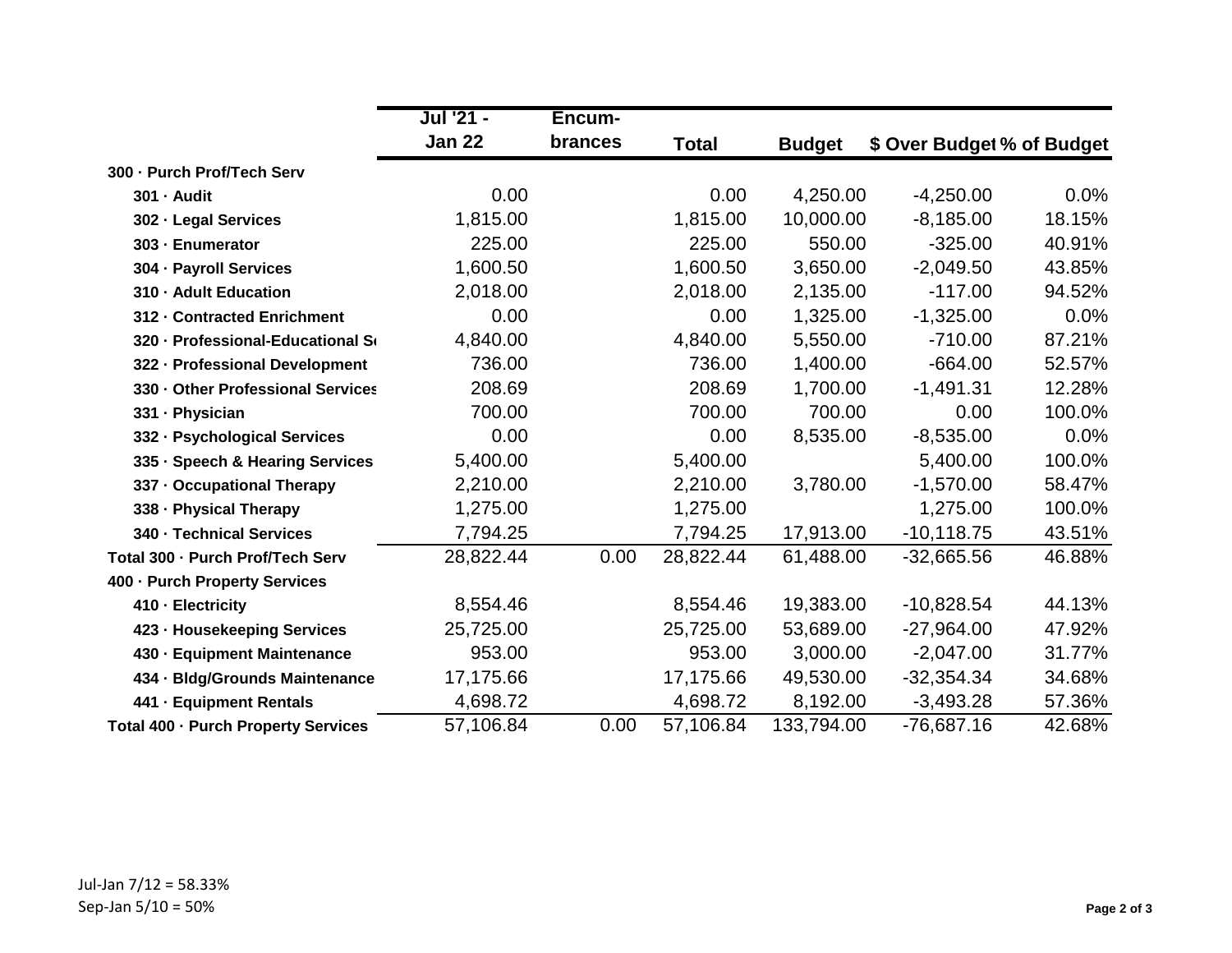| | Jul '21 - Jan 22 | Encum- brances | Total | Budget | $ Over Budget | % of Budget |
|---|---|---|---|---|---|---|
| 300 · Purch Prof/Tech Serv | | | | | | |
| 301 · Audit | 0.00 | | 0.00 | 4,250.00 | -4,250.00 | 0.0% |
| 302 · Legal Services | 1,815.00 | | 1,815.00 | 10,000.00 | -8,185.00 | 18.15% |
| 303 · Enumerator | 225.00 | | 225.00 | 550.00 | -325.00 | 40.91% |
| 304 · Payroll Services | 1,600.50 | | 1,600.50 | 3,650.00 | -2,049.50 | 43.85% |
| 310 · Adult Education | 2,018.00 | | 2,018.00 | 2,135.00 | -117.00 | 94.52% |
| 312 · Contracted Enrichment | 0.00 | | 0.00 | 1,325.00 | -1,325.00 | 0.0% |
| 320 · Professional-Educational S | 4,840.00 | | 4,840.00 | 5,550.00 | -710.00 | 87.21% |
| 322 · Professional Development | 736.00 | | 736.00 | 1,400.00 | -664.00 | 52.57% |
| 330 · Other Professional Services | 208.69 | | 208.69 | 1,700.00 | -1,491.31 | 12.28% |
| 331 · Physician | 700.00 | | 700.00 | 700.00 | 0.00 | 100.0% |
| 332 · Psychological Services | 0.00 | | 0.00 | 8,535.00 | -8,535.00 | 0.0% |
| 335 · Speech & Hearing Services | 5,400.00 | | 5,400.00 | | 5,400.00 | 100.0% |
| 337 · Occupational Therapy | 2,210.00 | | 2,210.00 | 3,780.00 | -1,570.00 | 58.47% |
| 338 · Physical Therapy | 1,275.00 | | 1,275.00 | | 1,275.00 | 100.0% |
| 340 · Technical Services | 7,794.25 | | 7,794.25 | 17,913.00 | -10,118.75 | 43.51% |
| Total 300 · Purch Prof/Tech Serv | 28,822.44 | 0.00 | 28,822.44 | 61,488.00 | -32,665.56 | 46.88% |
| 400 · Purch Property Services | | | | | | |
| 410 · Electricity | 8,554.46 | | 8,554.46 | 19,383.00 | -10,828.54 | 44.13% |
| 423 · Housekeeping Services | 25,725.00 | | 25,725.00 | 53,689.00 | -27,964.00 | 47.92% |
| 430 · Equipment Maintenance | 953.00 | | 953.00 | 3,000.00 | -2,047.00 | 31.77% |
| 434 · Bldg/Grounds Maintenance | 17,175.66 | | 17,175.66 | 49,530.00 | -32,354.34 | 34.68% |
| 441 · Equipment Rentals | 4,698.72 | | 4,698.72 | 8,192.00 | -3,493.28 | 57.36% |
| Total 400 · Purch Property Services | 57,106.84 | 0.00 | 57,106.84 | 133,794.00 | -76,687.16 | 42.68% |

Jul-Jan 7/12 = 58.33%
Sep-Jan 5/10 = 50%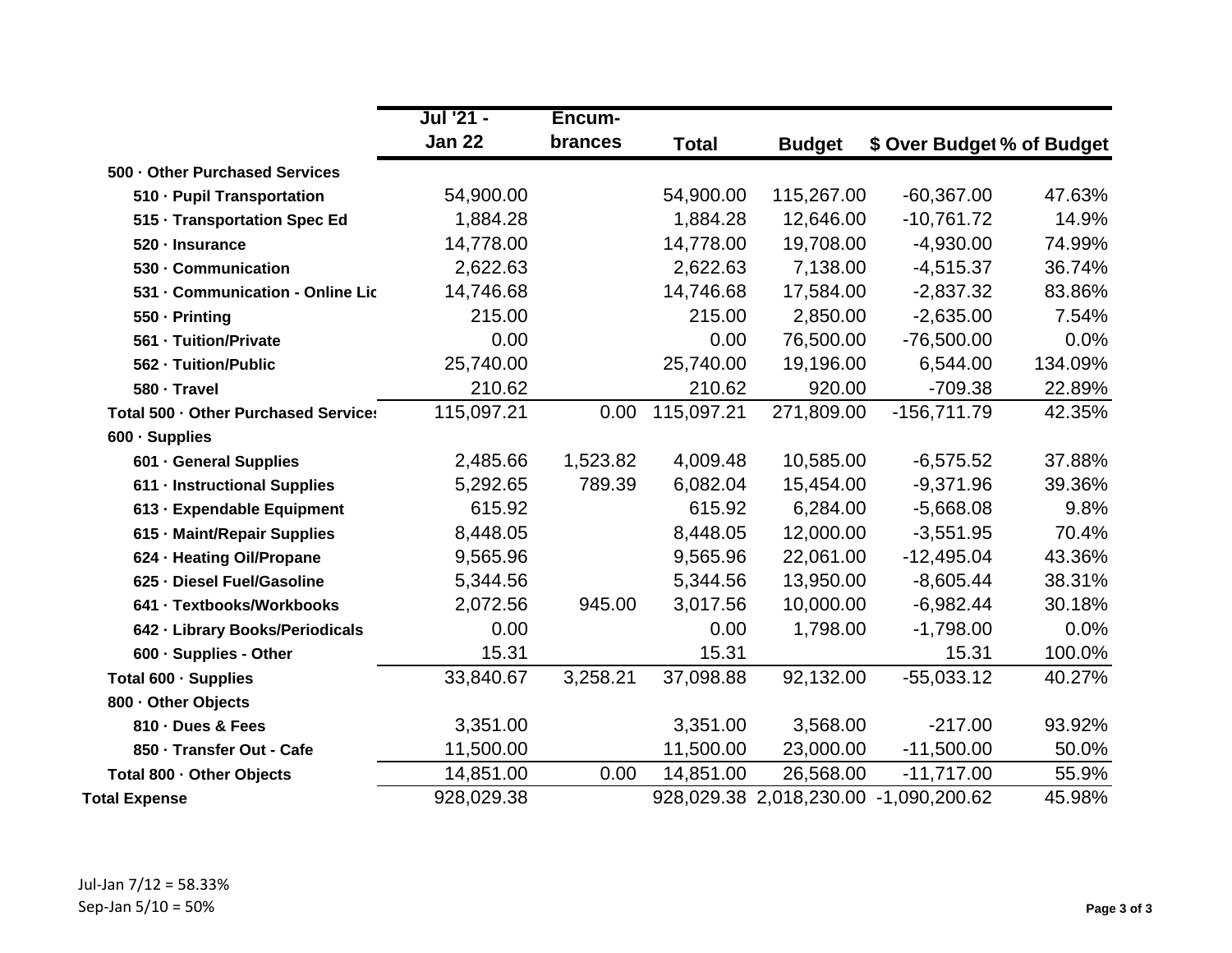| | Jul '21 - Jan 22 | Encum-brances | Total | Budget | $ Over Budget | % of Budget |
|---|---|---|---|---|---|---|
| 500 · Other Purchased Services | | | | | | |
| 510 · Pupil Transportation | 54,900.00 | | 54,900.00 | 115,267.00 | -60,367.00 | 47.63% |
| 515 · Transportation Spec Ed | 1,884.28 | | 1,884.28 | 12,646.00 | -10,761.72 | 14.9% |
| 520 · Insurance | 14,778.00 | | 14,778.00 | 19,708.00 | -4,930.00 | 74.99% |
| 530 · Communication | 2,622.63 | | 2,622.63 | 7,138.00 | -4,515.37 | 36.74% |
| 531 · Communication - Online Lic | 14,746.68 | | 14,746.68 | 17,584.00 | -2,837.32 | 83.86% |
| 550 · Printing | 215.00 | | 215.00 | 2,850.00 | -2,635.00 | 7.54% |
| 561 · Tuition/Private | 0.00 | | 0.00 | 76,500.00 | -76,500.00 | 0.0% |
| 562 · Tuition/Public | 25,740.00 | | 25,740.00 | 19,196.00 | 6,544.00 | 134.09% |
| 580 · Travel | 210.62 | | 210.62 | 920.00 | -709.38 | 22.89% |
| Total 500 · Other Purchased Services | 115,097.21 | 0.00 | 115,097.21 | 271,809.00 | -156,711.79 | 42.35% |
| 600 · Supplies | | | | | | |
| 601 · General Supplies | 2,485.66 | 1,523.82 | 4,009.48 | 10,585.00 | -6,575.52 | 37.88% |
| 611 · Instructional Supplies | 5,292.65 | 789.39 | 6,082.04 | 15,454.00 | -9,371.96 | 39.36% |
| 613 · Expendable Equipment | 615.92 | | 615.92 | 6,284.00 | -5,668.08 | 9.8% |
| 615 · Maint/Repair Supplies | 8,448.05 | | 8,448.05 | 12,000.00 | -3,551.95 | 70.4% |
| 624 · Heating Oil/Propane | 9,565.96 | | 9,565.96 | 22,061.00 | -12,495.04 | 43.36% |
| 625 · Diesel Fuel/Gasoline | 5,344.56 | | 5,344.56 | 13,950.00 | -8,605.44 | 38.31% |
| 641 · Textbooks/Workbooks | 2,072.56 | 945.00 | 3,017.56 | 10,000.00 | -6,982.44 | 30.18% |
| 642 · Library Books/Periodicals | 0.00 | | 0.00 | 1,798.00 | -1,798.00 | 0.0% |
| 600 · Supplies - Other | 15.31 | | 15.31 | | 15.31 | 100.0% |
| Total 600 · Supplies | 33,840.67 | 3,258.21 | 37,098.88 | 92,132.00 | -55,033.12 | 40.27% |
| 800 · Other Objects | | | | | | |
| 810 · Dues & Fees | 3,351.00 | | 3,351.00 | 3,568.00 | -217.00 | 93.92% |
| 850 · Transfer Out - Cafe | 11,500.00 | | 11,500.00 | 23,000.00 | -11,500.00 | 50.0% |
| Total 800 · Other Objects | 14,851.00 | 0.00 | 14,851.00 | 26,568.00 | -11,717.00 | 55.9% |
| Total Expense | 928,029.38 | | 928,029.38 | 2,018,230.00 | -1,090,200.62 | 45.98% |

Jul-Jan 7/12 = 58.33%

Sep-Jan 5/10 = 50%